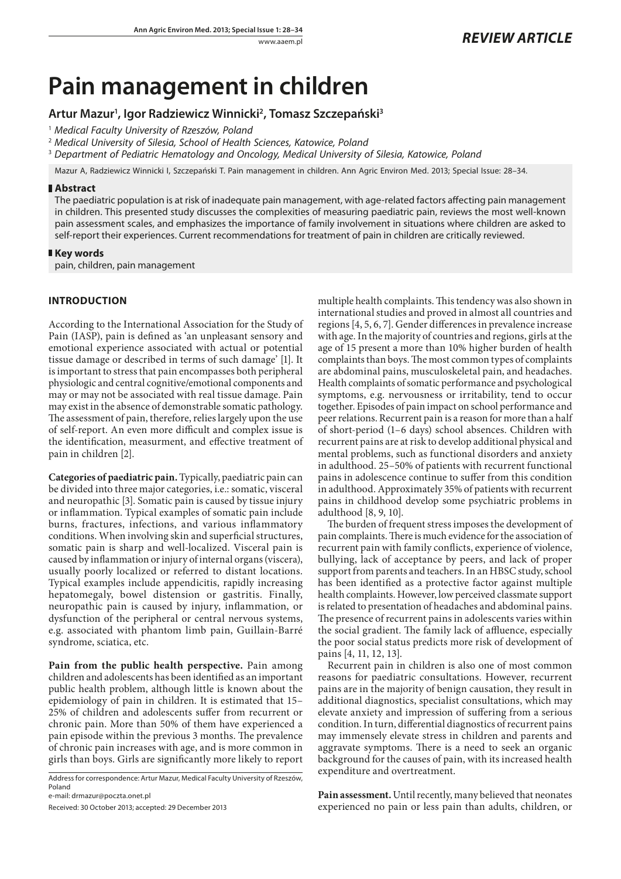*REVIEW ARTICLE*

# Pain management in children

**Artur Mazur[1], Igor Radziewicz Winnicki[2], Tomasz Szczepański[3]**

[1] *Medical Faculty University of Rzeszów, Poland*

[2] *Medical University of Silesia, School of Health Sciences, Katowice, Poland*

[3] *Department of Pediatric Hematology and Oncology, Medical University of Silesia, Katowice, Poland*

Mazur A, Radziewicz Winnicki I, Szczepański T. Pain management in children. Ann Agric Environ Med. 2013; Special Issue: 28–34.

## Abstract

The paediatric population is at risk of inadequate pain management, with age-related factors affecting pain management in children. This presented study discusses the complexities of measuring paediatric pain, reviews the most well-known pain assessment scales, and emphasizes the importance of family involvement in situations where children are asked to self-report their experiences. Current recommendations for treatment of pain in children are critically reviewed.

## Key words

pain, children, pain management

## INTRODUCTION

According to the International Association for the Study of Pain (IASP), pain is defined as 'an unpleasant sensory and emotional experience associated with actual or potential tissue damage or described in terms of such damage' [1]. It is important to stress that pain encompasses both peripheral physiologic and central cognitive/emotional components and may or may not be associated with real tissue damage. Pain may exist in the absence of demonstrable somatic pathology. The assessment of pain, therefore, relies largely upon the use of self-report. An even more difficult and complex issue is the identification, measurment, and effective treatment of pain in children [2].

**Categories of paediatric pain.** Typically, paediatric pain can be divided into three major categories, i.e.: somatic, visceral and neuropathic [3]. Somatic pain is caused by tissue injury or inflammation. Typical examples of somatic pain include burns, fractures, infections, and various inflammatory conditions. When involving skin and superficial structures, somatic pain is sharp and well-localized. Visceral pain is caused by inflammation or injury of internal organs (viscera), usually poorly localized or referred to distant locations. Typical examples include appendicitis, rapidly increasing hepatomegaly, bowel distension or gastritis. Finally, neuropathic pain is caused by injury, inflammation, or dysfunction of the peripheral or central nervous systems, e.g. associated with phantom limb pain, Guillain-Barré syndrome, sciatica, etc.

**Pain from the public health perspective.** Pain among children and adolescents has been identified as an important public health problem, although little is known about the epidemiology of pain in children. It is estimated that 15–25% of children and adolescents suffer from recurrent or chronic pain. More than 50% of them have experienced a pain episode within the previous 3 months. The prevalence of chronic pain increases with age, and is more common in girls than boys. Girls are significantly more likely to report multiple health complaints. This tendency was also shown in international studies and proved in almost all countries and regions [4, 5, 6, 7]. Gender differences in prevalence increase with age. In the majority of countries and regions, girls at the age of 15 present a more than 10% higher burden of health complaints than boys. The most common types of complaints are abdominal pains, musculoskeletal pain, and headaches. Health complaints of somatic performance and psychological symptoms, e.g. nervousness or irritability, tend to occur together. Episodes of pain impact on school performance and peer relations. Recurrent pain is a reason for more than a half of short-period (1–6 days) school absences. Children with recurrent pains are at risk to develop additional physical and mental problems, such as functional disorders and anxiety in adulthood. 25–50% of patients with recurrent functional pains in adolescence continue to suffer from this condition in adulthood. Approximately 35% of patients with recurrent pains in childhood develop some psychiatric problems in adulthood [8, 9, 10].

The burden of frequent stress imposes the development of pain complaints. There is much evidence for the association of recurrent pain with family conflicts, experience of violence, bullying, lack of acceptance by peers, and lack of proper support from parents and teachers. In an HBSC study, school has been identified as a protective factor against multiple health complaints. However, low perceived classmate support is related to presentation of headaches and abdominal pains. The presence of recurrent pains in adolescents varies within the social gradient. The family lack of affluence, especially the poor social status predicts more risk of development of pains [4, 11, 12, 13].

Recurrent pain in children is also one of most common reasons for paediatric consultations. However, recurrent pains are in the majority of benign causation, they result in additional diagnostics, specialist consultations, which may elevate anxiety and impression of suffering from a serious condition. In turn, differential diagnostics of recurrent pains may immensely elevate stress in children and parents and aggravate symptoms. There is a need to seek an organic background for the causes of pain, with its increased health expenditure and overtreatment.

**Pain assessment.** Until recently, many believed that neonates experienced no pain or less pain than adults, children, or

Address for correspondence: Artur Mazur, Medical Faculty University of Rzeszów, Poland
e-mail: drmazur@poczta.onet.pl

Received: 30 October 2013; accepted: 29 December 2013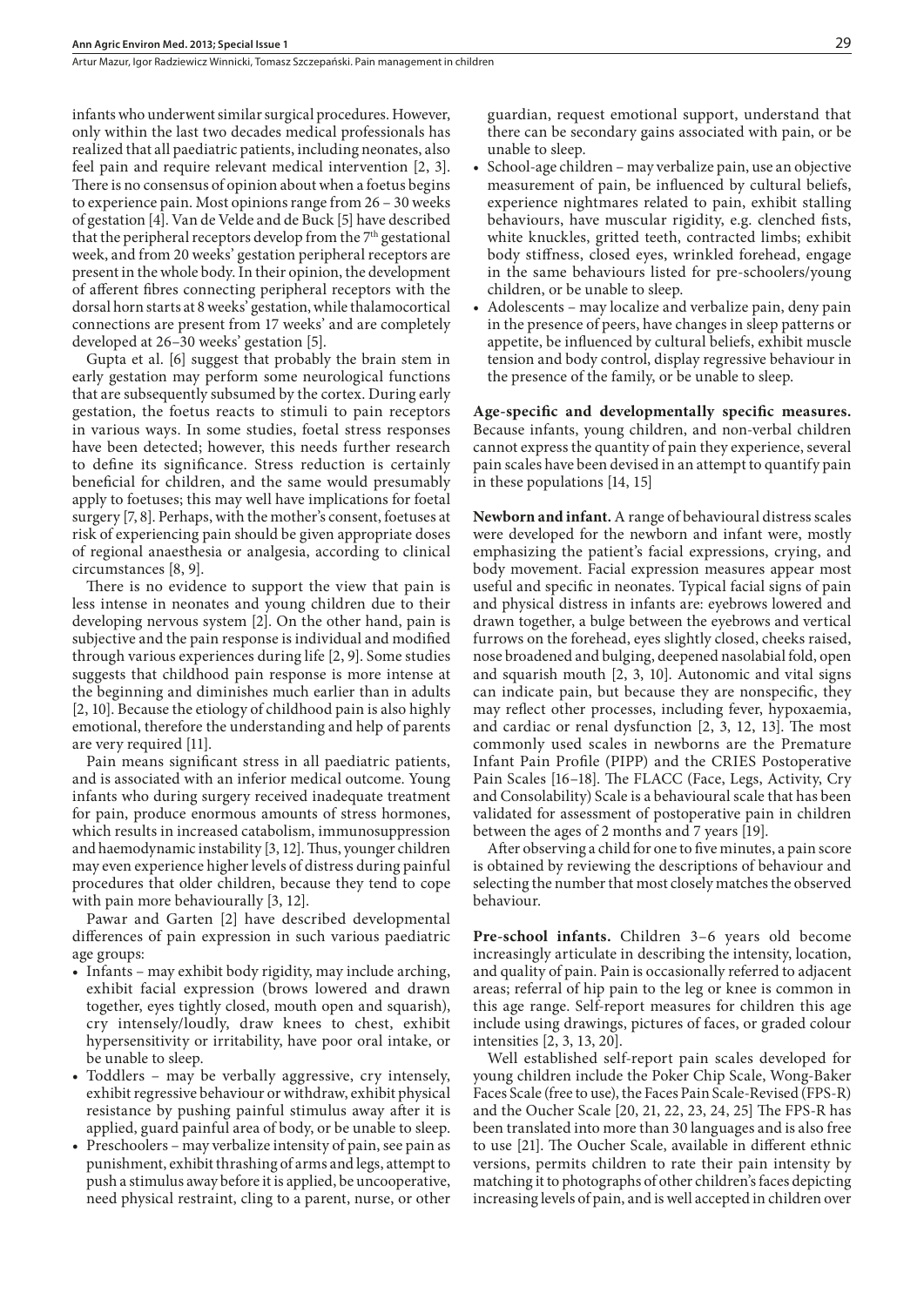infants who underwent similar surgical procedures. However, only within the last two decades medical professionals has realized that all paediatric patients, including neonates, also feel pain and require relevant medical intervention [2, 3]. There is no consensus of opinion about when a foetus begins to experience pain. Most opinions range from 26 – 30 weeks of gestation [4]. Van de Velde and de Buck [5] have described that the peripheral receptors develop from the 7[th] gestational week, and from 20 weeks' gestation peripheral receptors are present in the whole body. In their opinion, the development of afferent fibres connecting peripheral receptors with the dorsal horn starts at 8 weeks' gestation, while thalamocortical connections are present from 17 weeks' and are completely developed at 26–30 weeks' gestation [5].

Gupta et al. [6] suggest that probably the brain stem in early gestation may perform some neurological functions that are subsequently subsumed by the cortex. During early gestation, the foetus reacts to stimuli to pain receptors in various ways. In some studies, foetal stress responses have been detected; however, this needs further research to define its significance. Stress reduction is certainly beneficial for children, and the same would presumably apply to foetuses; this may well have implications for foetal surgery [7, 8]. Perhaps, with the mother's consent, foetuses at risk of experiencing pain should be given appropriate doses of regional anaesthesia or analgesia, according to clinical circumstances [8, 9].

There is no evidence to support the view that pain is less intense in neonates and young children due to their developing nervous system [2]. On the other hand, pain is subjective and the pain response is individual and modified through various experiences during life [2, 9]. Some studies suggests that childhood pain response is more intense at the beginning and diminishes much earlier than in adults [2, 10]. Because the etiology of childhood pain is also highly emotional, therefore the understanding and help of parents are very required [11].

Pain means significant stress in all paediatric patients, and is associated with an inferior medical outcome. Young infants who during surgery received inadequate treatment for pain, produce enormous amounts of stress hormones, which results in increased catabolism, immunosuppression and haemodynamic instability [3, 12]. Thus, younger children may even experience higher levels of distress during painful procedures that older children, because they tend to cope with pain more behaviourally [3, 12].

Pawar and Garten [2] have described developmental differences of pain expression in such various paediatric age groups:

- Infants – may exhibit body rigidity, may include arching, exhibit facial expression (brows lowered and drawn together, eyes tightly closed, mouth open and squarish), cry intensely/loudly, draw knees to chest, exhibit hypersensitivity or irritability, have poor oral intake, or be unable to sleep.
- Toddlers – may be verbally aggressive, cry intensely, exhibit regressive behaviour or withdraw, exhibit physical resistance by pushing painful stimulus away after it is applied, guard painful area of body, or be unable to sleep.
- Preschoolers – may verbalize intensity of pain, see pain as punishment, exhibit thrashing of arms and legs, attempt to push a stimulus away before it is applied, be uncooperative, need physical restraint, cling to a parent, nurse, or other guardian, request emotional support, understand that there can be secondary gains associated with pain, or be unable to sleep.
- School-age children – may verbalize pain, use an objective measurement of pain, be influenced by cultural beliefs, experience nightmares related to pain, exhibit stalling behaviours, have muscular rigidity, e.g. clenched fists, white knuckles, gritted teeth, contracted limbs; exhibit body stiffness, closed eyes, wrinkled forehead, engage in the same behaviours listed for pre-schoolers/young children, or be unable to sleep.
- Adolescents – may localize and verbalize pain, deny pain in the presence of peers, have changes in sleep patterns or appetite, be influenced by cultural beliefs, exhibit muscle tension and body control, display regressive behaviour in the presence of the family, or be unable to sleep.

**Age-specific and developmentally specific measures.** Because infants, young children, and non-verbal children cannot express the quantity of pain they experience, several pain scales have been devised in an attempt to quantify pain in these populations [14, 15]

**Newborn and infant.** A range of behavioural distress scales were developed for the newborn and infant were, mostly emphasizing the patient's facial expressions, crying, and body movement. Facial expression measures appear most useful and specific in neonates. Typical facial signs of pain and physical distress in infants are: eyebrows lowered and drawn together, a bulge between the eyebrows and vertical furrows on the forehead, eyes slightly closed, cheeks raised, nose broadened and bulging, deepened nasolabial fold, open and squarish mouth [2, 3, 10]. Autonomic and vital signs can indicate pain, but because they are nonspecific, they may reflect other processes, including fever, hypoxaemia, and cardiac or renal dysfunction [2, 3, 12, 13]. The most commonly used scales in newborns are the Premature Infant Pain Profile (PIPP) and the CRIES Postoperative Pain Scales [16–18]. The FLACC (Face, Legs, Activity, Cry and Consolability) Scale is a behavioural scale that has been validated for assessment of postoperative pain in children between the ages of 2 months and 7 years [19].

After observing a child for one to five minutes, a pain score is obtained by reviewing the descriptions of behaviour and selecting the number that most closely matches the observed behaviour.

**Pre-school infants.** Children 3–6 years old become increasingly articulate in describing the intensity, location, and quality of pain. Pain is occasionally referred to adjacent areas; referral of hip pain to the leg or knee is common in this age range. Self-report measures for children this age include using drawings, pictures of faces, or graded colour intensities [2, 3, 13, 20].

Well established self-report pain scales developed for young children include the Poker Chip Scale, Wong-Baker Faces Scale (free to use), the Faces Pain Scale-Revised (FPS-R) and the Oucher Scale [20, 21, 22, 23, 24, 25] The FPS-R has been translated into more than 30 languages and is also free to use [21]. The Oucher Scale, available in different ethnic versions, permits children to rate their pain intensity by matching it to photographs of other children's faces depicting increasing levels of pain, and is well accepted in children over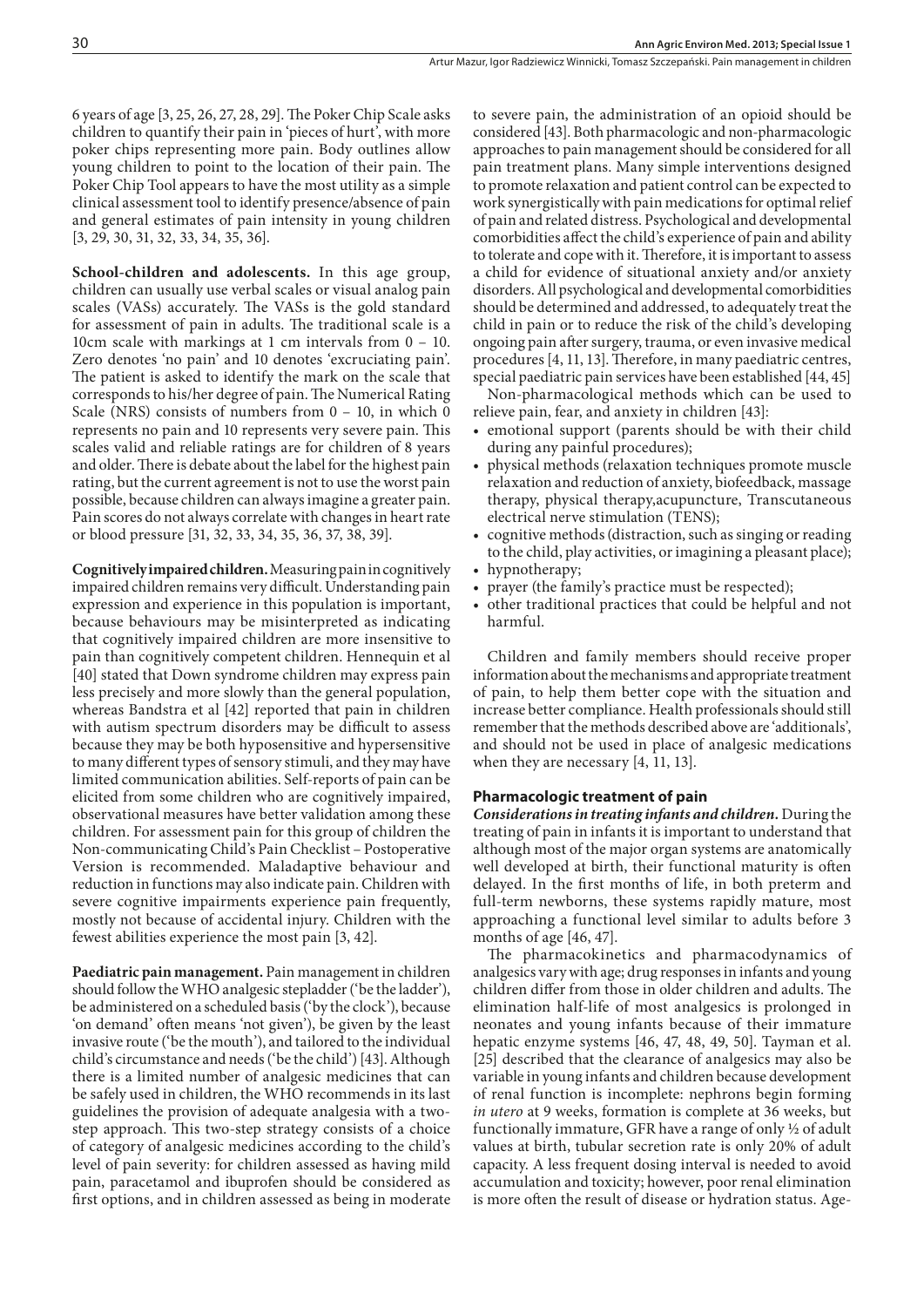6 years of age [3, 25, 26, 27, 28, 29]. The Poker Chip Scale asks children to quantify their pain in 'pieces of hurt', with more poker chips representing more pain. Body outlines allow young children to point to the location of their pain. The Poker Chip Tool appears to have the most utility as a simple clinical assessment tool to identify presence/absence of pain and general estimates of pain intensity in young children [3, 29, 30, 31, 32, 33, 34, 35, 36].

**School-children and adolescents.** In this age group, children can usually use verbal scales or visual analog pain scales (VASs) accurately. The VASs is the gold standard for assessment of pain in adults. The traditional scale is a 10cm scale with markings at 1 cm intervals from 0 – 10. Zero denotes 'no pain' and 10 denotes 'excruciating pain'. The patient is asked to identify the mark on the scale that corresponds to his/her degree of pain. The Numerical Rating Scale (NRS) consists of numbers from 0 – 10, in which 0 represents no pain and 10 represents very severe pain. This scales valid and reliable ratings are for children of 8 years and older. There is debate about the label for the highest pain rating, but the current agreement is not to use the worst pain possible, because children can always imagine a greater pain. Pain scores do not always correlate with changes in heart rate or blood pressure [31, 32, 33, 34, 35, 36, 37, 38, 39].

**Cognitively impaired children.** Measuring pain in cognitively impaired children remains very difficult. Understanding pain expression and experience in this population is important, because behaviours may be misinterpreted as indicating that cognitively impaired children are more insensitive to pain than cognitively competent children. Hennequin et al [40] stated that Down syndrome children may express pain less precisely and more slowly than the general population, whereas Bandstra et al [42] reported that pain in children with autism spectrum disorders may be difficult to assess because they may be both hyposensitive and hypersensitive to many different types of sensory stimuli, and they may have limited communication abilities. Self-reports of pain can be elicited from some children who are cognitively impaired, observational measures have better validation among these children. For assessment pain for this group of children the Non-communicating Child's Pain Checklist – Postoperative Version is recommended. Maladaptive behaviour and reduction in functions may also indicate pain. Children with severe cognitive impairments experience pain frequently, mostly not because of accidental injury. Children with the fewest abilities experience the most pain [3, 42].

**Paediatric pain management.** Pain management in children should follow the WHO analgesic stepladder ('be the ladder'), be administered on a scheduled basis ('by the clock'), because 'on demand' often means 'not given'), be given by the least invasive route ('be the mouth'), and tailored to the individual child's circumstance and needs ('be the child') [43]. Although there is a limited number of analgesic medicines that can be safely used in children, the WHO recommends in its last guidelines the provision of adequate analgesia with a two-step approach. This two-step strategy consists of a choice of category of analgesic medicines according to the child's level of pain severity: for children assessed as having mild pain, paracetamol and ibuprofen should be considered as first options, and in children assessed as being in moderate to severe pain, the administration of an opioid should be considered [43]. Both pharmacologic and non-pharmacologic approaches to pain management should be considered for all pain treatment plans. Many simple interventions designed to promote relaxation and patient control can be expected to work synergistically with pain medications for optimal relief of pain and related distress. Psychological and developmental comorbidities affect the child's experience of pain and ability to tolerate and cope with it. Therefore, it is important to assess a child for evidence of situational anxiety and/or anxiety disorders. All psychological and developmental comorbidities should be determined and addressed, to adequately treat the child in pain or to reduce the risk of the child's developing ongoing pain after surgery, trauma, or even invasive medical procedures [4, 11, 13]. Therefore, in many paediatric centres, special paediatric pain services have been established [44, 45]

Non-pharmacological methods which can be used to relieve pain, fear, and anxiety in children [43]:

- emotional support (parents should be with their child during any painful procedures);
- physical methods (relaxation techniques promote muscle relaxation and reduction of anxiety, biofeedback, massage therapy, physical therapy,acupuncture, Transcutaneous electrical nerve stimulation (TENS);
- cognitive methods (distraction, such as singing or reading to the child, play activities, or imagining a pleasant place);
- hypnotherapy;
- prayer (the family's practice must be respected);
- other traditional practices that could be helpful and not harmful.

Children and family members should receive proper information about the mechanisms and appropriate treatment of pain, to help them better cope with the situation and increase better compliance. Health professionals should still remember that the methods described above are 'additionals', and should not be used in place of analgesic medications when they are necessary [4, 11, 13].

### Pharmacologic treatment of pain

***Considerations in treating infants and children.*** During the treating of pain in infants it is important to understand that although most of the major organ systems are anatomically well developed at birth, their functional maturity is often delayed. In the first months of life, in both preterm and full-term newborns, these systems rapidly mature, most approaching a functional level similar to adults before 3 months of age [46, 47].

The pharmacokinetics and pharmacodynamics of analgesics vary with age; drug responses in infants and young children differ from those in older children and adults. The elimination half-life of most analgesics is prolonged in neonates and young infants because of their immature hepatic enzyme systems [46, 47, 48, 49, 50]. Tayman et al. [25] described that the clearance of analgesics may also be variable in young infants and children because development of renal function is incomplete: nephrons begin forming *in utero* at 9 weeks, formation is complete at 36 weeks, but functionally immature, GFR have a range of only ½ of adult values at birth, tubular secretion rate is only 20% of adult capacity. A less frequent dosing interval is needed to avoid accumulation and toxicity; however, poor renal elimination is more often the result of disease or hydration status. Age-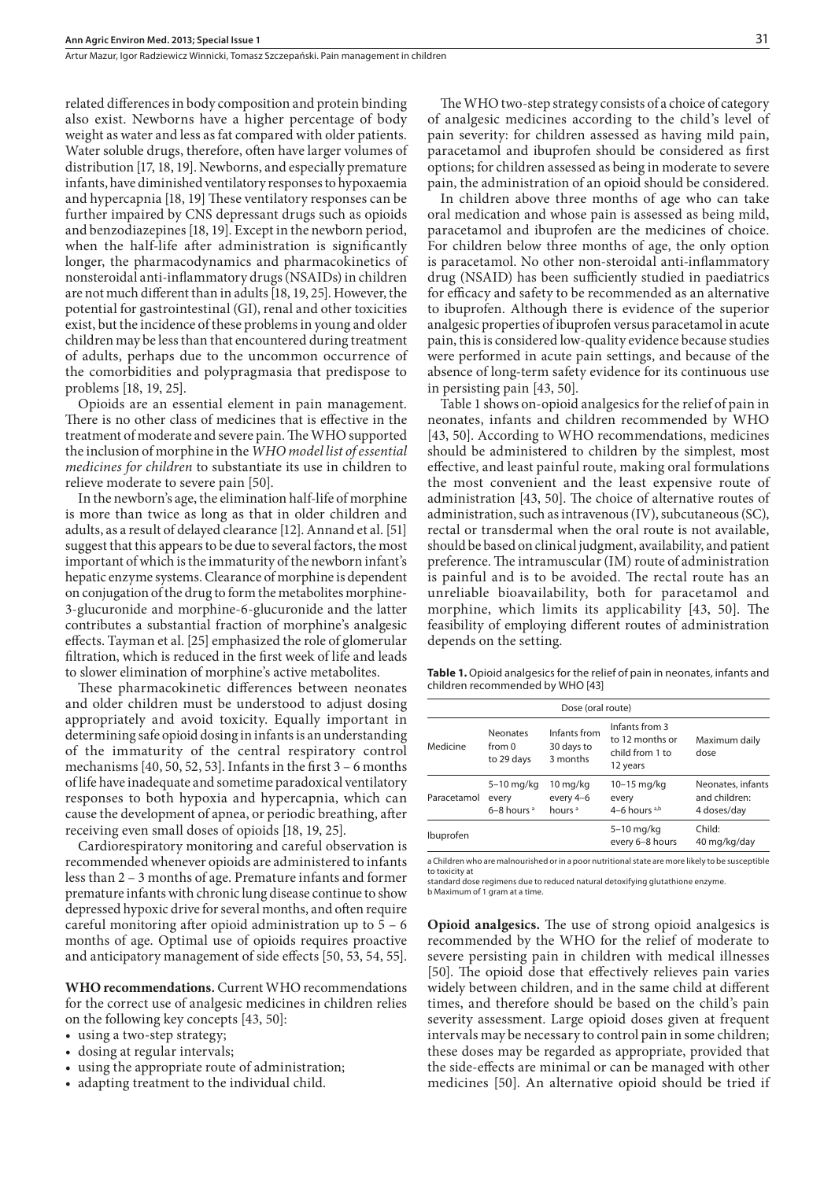related differences in body composition and protein binding also exist. Newborns have a higher percentage of body weight as water and less as fat compared with older patients. Water soluble drugs, therefore, often have larger volumes of distribution [17, 18, 19]. Newborns, and especially premature infants, have diminished ventilatory responses to hypoxaemia and hypercapnia [18, 19] These ventilatory responses can be further impaired by CNS depressant drugs such as opioids and benzodiazepines [18, 19]. Except in the newborn period, when the half-life after administration is significantly longer, the pharmacodynamics and pharmacokinetics of nonsteroidal anti-inflammatory drugs (NSAIDs) in children are not much different than in adults [18, 19, 25]. However, the potential for gastrointestinal (GI), renal and other toxicities exist, but the incidence of these problems in young and older children may be less than that encountered during treatment of adults, perhaps due to the uncommon occurrence of the comorbidities and polypragmasia that predispose to problems [18, 19, 25].

Opioids are an essential element in pain management. There is no other class of medicines that is effective in the treatment of moderate and severe pain. The WHO supported the inclusion of morphine in the *WHO model list of essential medicines for children* to substantiate its use in children to relieve moderate to severe pain [50].

In the newborn's age, the elimination half-life of morphine is more than twice as long as that in older children and adults, as a result of delayed clearance [12]. Annand et al. [51] suggest that this appears to be due to several factors, the most important of which is the immaturity of the newborn infant's hepatic enzyme systems. Clearance of morphine is dependent on conjugation of the drug to form the metabolites morphine-3-glucuronide and morphine-6-glucuronide and the latter contributes a substantial fraction of morphine's analgesic effects. Tayman et al. [25] emphasized the role of glomerular filtration, which is reduced in the first week of life and leads to slower elimination of morphine's active metabolites.

These pharmacokinetic differences between neonates and older children must be understood to adjust dosing appropriately and avoid toxicity. Equally important in determining safe opioid dosing in infants is an understanding of the immaturity of the central respiratory control mechanisms [40, 50, 52, 53]. Infants in the first 3 – 6 months of life have inadequate and sometime paradoxical ventilatory responses to both hypoxia and hypercapnia, which can cause the development of apnea, or periodic breathing, after receiving even small doses of opioids [18, 19, 25].

Cardiorespiratory monitoring and careful observation is recommended whenever opioids are administered to infants less than 2 – 3 months of age. Premature infants and former premature infants with chronic lung disease continue to show depressed hypoxic drive for several months, and often require careful monitoring after opioid administration up to 5 – 6 months of age. Optimal use of opioids requires proactive and anticipatory management of side effects [50, 53, 54, 55].

**WHO recommendations.** Current WHO recommendations for the correct use of analgesic medicines in children relies on the following key concepts [43, 50]:

- using a two-step strategy;
- dosing at regular intervals;
- using the appropriate route of administration;
- adapting treatment to the individual child.

The WHO two-step strategy consists of a choice of category of analgesic medicines according to the child's level of pain severity: for children assessed as having mild pain, paracetamol and ibuprofen should be considered as first options; for children assessed as being in moderate to severe pain, the administration of an opioid should be considered.

In children above three months of age who can take oral medication and whose pain is assessed as being mild, paracetamol and ibuprofen are the medicines of choice. For children below three months of age, the only option is paracetamol. No other non-steroidal anti-inflammatory drug (NSAID) has been sufficiently studied in paediatrics for efficacy and safety to be recommended as an alternative to ibuprofen. Although there is evidence of the superior analgesic properties of ibuprofen versus paracetamol in acute pain, this is considered low-quality evidence because studies were performed in acute pain settings, and because of the absence of long-term safety evidence for its continuous use in persisting pain [43, 50].

Table 1 shows on-opioid analgesics for the relief of pain in neonates, infants and children recommended by WHO [43, 50]. According to WHO recommendations, medicines should be administered to children by the simplest, most effective, and least painful route, making oral formulations the most convenient and the least expensive route of administration [43, 50]. The choice of alternative routes of administration, such as intravenous (IV), subcutaneous (SC), rectal or transdermal when the oral route is not available, should be based on clinical judgment, availability, and patient preference. The intramuscular (IM) route of administration is painful and is to be avoided. The rectal route has an unreliable bioavailability, both for paracetamol and morphine, which limits its applicability [43, 50]. The feasibility of employing different routes of administration depends on the setting.

**Table 1.** Opioid analgesics for the relief of pain in neonates, infants and children recommended by WHO [43]

| Medicine | Dose (oral route) | | | Maximum daily dose |
|---|---|---|---|---|
| | Neonates from 0 to 29 days | Infants from 30 days to 3 months | Infants from 3 to 12 months or child from 1 to 12 years | |
| Paracetamol | 5–10 mg/kg every 6–8 hours [a] | 10 mg/kg every 4–6 hours [a] | 10–15 mg/kg every 4–6 hours [a,b] | Neonates, infants and children: 4 doses/day |
| Ibuprofen | | | 5–10 mg/kg every 6–8 hours | Child: 40 mg/kg/day |

a Children who are malnourished or in a poor nutritional state are more likely to be susceptible to toxicity at standard dose regimens due to reduced natural detoxifying glutathione enzyme.
b Maximum of 1 gram at a time.

**Opioid analgesics.** The use of strong opioid analgesics is recommended by the WHO for the relief of moderate to severe persisting pain in children with medical illnesses [50]. The opioid dose that effectively relieves pain varies widely between children, and in the same child at different times, and therefore should be based on the child's pain severity assessment. Large opioid doses given at frequent intervals may be necessary to control pain in some children; these doses may be regarded as appropriate, provided that the side-effects are minimal or can be managed with other medicines [50]. An alternative opioid should be tried if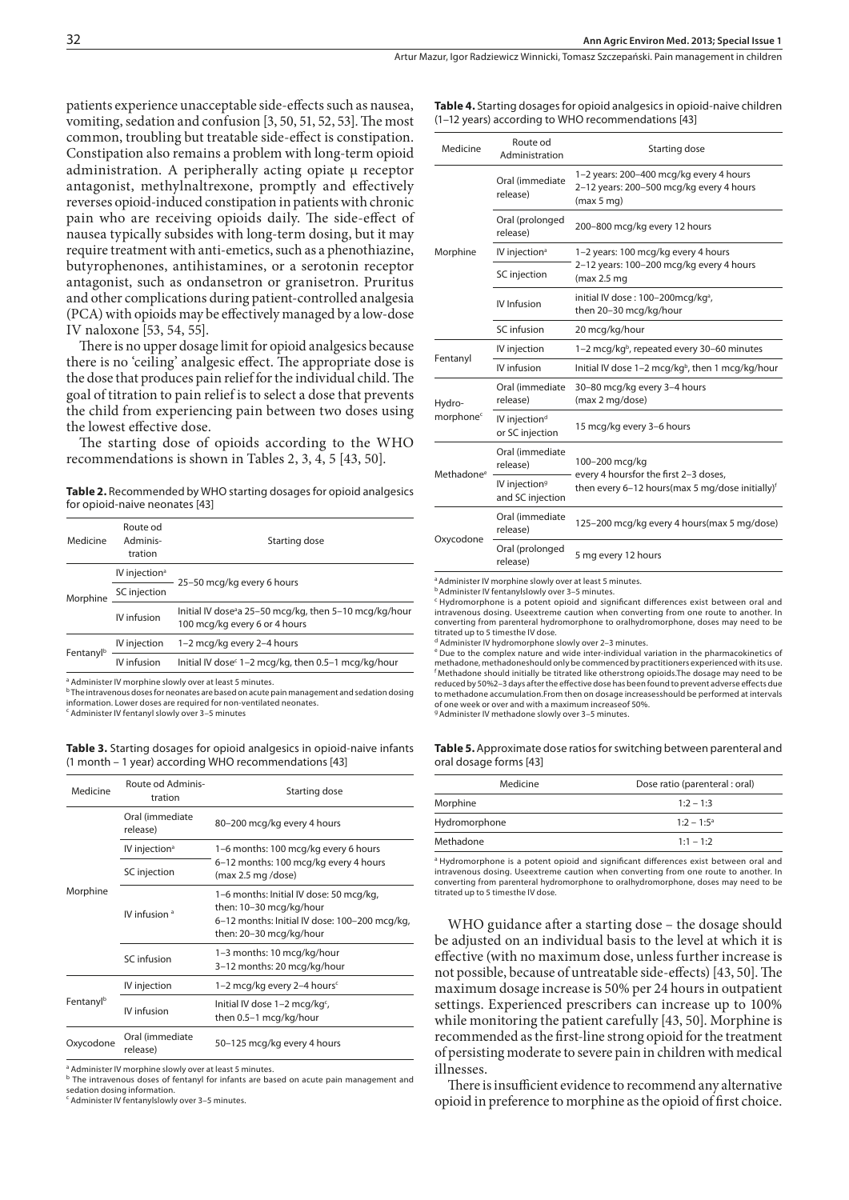patients experience unacceptable side-effects such as nausea, vomiting, sedation and confusion [3, 50, 51, 52, 53]. The most common, troubling but treatable side-effect is constipation. Constipation also remains a problem with long-term opioid administration. A peripherally acting opiate μ receptor antagonist, methylnaltrexone, promptly and effectively reverses opioid-induced constipation in patients with chronic pain who are receiving opioids daily. The side-effect of nausea typically subsides with long-term dosing, but it may require treatment with anti-emetics, such as a phenothiazine, butyrophenones, antihistamines, or a serotonin receptor antagonist, such as ondansetron or granisetron. Pruritus and other complications during patient-controlled analgesia (PCA) with opioids may be effectively managed by a low-dose IV naloxone [53, 54, 55].

There is no upper dosage limit for opioid analgesics because there is no 'ceiling' analgesic effect. The appropriate dose is the dose that produces pain relief for the individual child. The goal of titration to pain relief is to select a dose that prevents the child from experiencing pain between two doses using the lowest effective dose.

The starting dose of opioids according to the WHO recommendations is shown in Tables 2, 3, 4, 5 [43, 50].

**Table 2.** Recommended by WHO starting dosages for opioid analgesics for opioid-naive neonates [43]

| Medicine | Route od Adminis-tration | Starting dose |
|---|---|---|
| Morphine | IV injection[a] | 25–50 mcg/kg every 6 hours |
| | SC injection | 25–50 mcg/kg every 6 hours |
| | IV infusion | Initial IV dose[a] 25–50 mcg/kg, then 5–10 mcg/kg/hour 100 mcg/kg every 6 or 4 hours |
| Fentanyl[b] | IV injection | 1–2 mcg/kg every 2–4 hours |
| | IV infusion | Initial IV dose[c] 1–2 mcg/kg, then 0.5–1 mcg/kg/hour |

[a] Administer IV morphine slowly over at least 5 minutes.
[b] The intravenous doses for neonates are based on acute pain management and sedation dosing information. Lower doses are required for non-ventilated neonates.
[c] Administer IV fentanyl slowly over 3–5 minutes

**Table 3.** Starting dosages for opioid analgesics in opioid-naive infants (1 month – 1 year) according WHO recommendations [43]

| Medicine | Route od Adminis-tration | Starting dose |
|---|---|---|
| Morphine | Oral (immediate release) | 80–200 mcg/kg every 4 hours |
| | IV injection[a] | 1–6 months: 100 mcg/kg every 6 hours<br>6–12 months: 100 mcg/kg every 4 hours (max 2.5 mg /dose) |
| | SC injection | 1–6 months: 100 mcg/kg every 6 hours<br>6–12 months: 100 mcg/kg every 4 hours (max 2.5 mg /dose) |
| | IV infusion [a] | 1–6 months: Initial IV dose: 50 mcg/kg, then: 10–30 mcg/kg/hour<br>6–12 months: Initial IV dose: 100–200 mcg/kg, then: 20–30 mcg/kg/hour |
| | SC infusion | 1–3 months: 10 mcg/kg/hour<br>3–12 months: 20 mcg/kg/hour |
| Fentanyl[b] | IV injection | 1–2 mcg/kg every 2–4 hours[c] |
| | IV infusion | Initial IV dose 1–2 mcg/kg[c], then 0.5–1 mcg/kg/hour |
| Oxycodone | Oral (immediate release) | 50–125 mcg/kg every 4 hours |

[a] Administer IV morphine slowly over at least 5 minutes.
[b] The intravenous doses of fentanyl for infants are based on acute pain management and sedation dosing information.
[c] Administer IV fentanylslowly over 3–5 minutes.

**Table 4.** Starting dosages for opioid analgesics in opioid-naive children (1–12 years) according to WHO recommendations [43]

| Medicine | Route od Administration | Starting dose |
|---|---|---|
| Morphine | Oral (immediate release) | 1–2 years: 200–400 mcg/kg every 4 hours<br>2–12 years: 200–500 mcg/kg every 4 hours (max 5 mg) |
| | Oral (prolonged release) | 200–800 mcg/kg every 12 hours |
| | IV injection[a] | 1–2 years: 100 mcg/kg every 4 hours<br>2–12 years: 100–200 mcg/kg every 4 hours (max 2.5 mg |
| | SC injection | 1–2 years: 100 mcg/kg every 4 hours<br>2–12 years: 100–200 mcg/kg every 4 hours (max 2.5 mg |
| | IV Infusion | initial IV dose : 100–200mcg/kg[a], then 20–30 mcg/kg/hour |
| | SC infusion | 20 mcg/kg/hour |
| Fentanyl | IV injection | 1–2 mcg/kg[b], repeated every 30–60 minutes |
| | IV infusion | Initial IV dose 1–2 mcg/kg[b], then 1 mcg/kg/hour |
| Hydro-morphone[c] | Oral (immediate release) | 30–80 mcg/kg every 3–4 hours (max 2 mg/dose) |
| | IV injection[d] or SC injection | 15 mcg/kg every 3–6 hours |
| Methadone[e] | Oral (immediate release) | 100–200 mcg/kg every 4 hoursfor the first 2–3 doses, then every 6–12 hours(max 5 mg/dose initially)[f] |
| | IV injection[g] and SC injection | 100–200 mcg/kg every 4 hoursfor the first 2–3 doses, then every 6–12 hours(max 5 mg/dose initially)[f] |
| Oxycodone | Oral (immediate release) | 125–200 mcg/kg every 4 hours(max 5 mg/dose) |
| | Oral (prolonged release) | 5 mg every 12 hours |

[a] Administer IV morphine slowly over at least 5 minutes.
[b] Administer IV fentanylslowly over 3–5 minutes.
[c] Hydromorphone is a potent opioid and significant differences exist between oral and intravenous dosing. Useextreme caution when converting from one route to another. In converting from parenteral hydromorphone to oralhydromorphone, doses may need to be titrated up to 5 timesthe IV dose.
[d] Administer IV hydromorphone slowly over 2–3 minutes.
[e] Due to the complex nature and wide inter-individual variation in the pharmacokinetics of methadone, methadoneshould only be commenced by practitioners experienced with its use.
[f] Methadone should initially be titrated like otherstrong opioids.The dosage may need to be reduced by 50%2–3 days after the effective dose has been found to prevent adverse effects due to methadone accumulation.From then on dosage increasesshould be performed at intervals of one week or over and with a maximum increaseof 50%.
[g] Administer IV methadone slowly over 3–5 minutes.

**Table 5.** Approximate dose ratios for switching between parenteral and oral dosage forms [43]

| Medicine | Dose ratio (parenteral : oral) |
|---|---|
| Morphine | 1:2 – 1:3 |
| Hydromorphone | 1:2 – 1:5[a] |
| Methadone | 1:1 – 1:2 |

[a] Hydromorphone is a potent opioid and significant differences exist between oral and intravenous dosing. Useextreme caution when converting from one route to another. In converting from parenteral hydromorphone to oralhydromorphone, doses may need to be titrated up to 5 timesthe IV dose.

WHO guidance after a starting dose – the dosage should be adjusted on an individual basis to the level at which it is effective (with no maximum dose, unless further increase is not possible, because of untreatable side-effects) [43, 50]. The maximum dosage increase is 50% per 24 hours in outpatient settings. Experienced prescribers can increase up to 100% while monitoring the patient carefully [43, 50]. Morphine is recommended as the first-line strong opioid for the treatment of persisting moderate to severe pain in children with medical illnesses.

There is insufficient evidence to recommend any alternative opioid in preference to morphine as the opioid of first choice.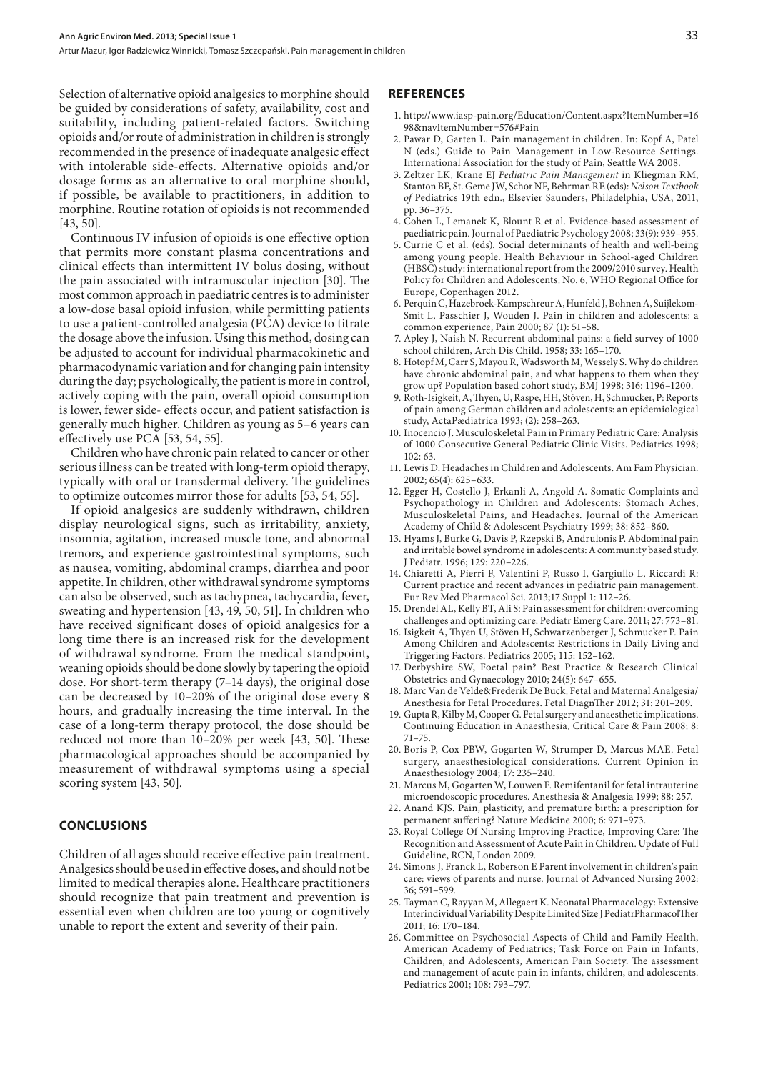Selection of alternative opioid analgesics to morphine should be guided by considerations of safety, availability, cost and suitability, including patient-related factors. Switching opioids and/or route of administration in children is strongly recommended in the presence of inadequate analgesic effect with intolerable side-effects. Alternative opioids and/or dosage forms as an alternative to oral morphine should, if possible, be available to practitioners, in addition to morphine. Routine rotation of opioids is not recommended [43, 50].

Continuous IV infusion of opioids is one effective option that permits more constant plasma concentrations and clinical effects than intermittent IV bolus dosing, without the pain associated with intramuscular injection [30]. The most common approach in paediatric centres is to administer a low-dose basal opioid infusion, while permitting patients to use a patient-controlled analgesia (PCA) device to titrate the dosage above the infusion. Using this method, dosing can be adjusted to account for individual pharmacokinetic and pharmacodynamic variation and for changing pain intensity during the day; psychologically, the patient is more in control, actively coping with the pain, overall opioid consumption is lower, fewer side- effects occur, and patient satisfaction is generally much higher. Children as young as 5–6 years can effectively use PCA [53, 54, 55].

Children who have chronic pain related to cancer or other serious illness can be treated with long-term opioid therapy, typically with oral or transdermal delivery. The guidelines to optimize outcomes mirror those for adults [53, 54, 55].

If opioid analgesics are suddenly withdrawn, children display neurological signs, such as irritability, anxiety, insomnia, agitation, increased muscle tone, and abnormal tremors, and experience gastrointestinal symptoms, such as nausea, vomiting, abdominal cramps, diarrhea and poor appetite. In children, other withdrawal syndrome symptoms can also be observed, such as tachypnea, tachycardia, fever, sweating and hypertension [43, 49, 50, 51]. In children who have received significant doses of opioid analgesics for a long time there is an increased risk for the development of withdrawal syndrome. From the medical standpoint, weaning opioids should be done slowly by tapering the opioid dose. For short-term therapy (7–14 days), the original dose can be decreased by 10–20% of the original dose every 8 hours, and gradually increasing the time interval. In the case of a long-term therapy protocol, the dose should be reduced not more than 10–20% per week [43, 50]. These pharmacological approaches should be accompanied by measurement of withdrawal symptoms using a special scoring system [43, 50].

## CONCLUSIONS

Children of all ages should receive effective pain treatment. Analgesics should be used in effective doses, and should not be limited to medical therapies alone. Healthcare practitioners should recognize that pain treatment and prevention is essential even when children are too young or cognitively unable to report the extent and severity of their pain.

## REFERENCES

1. http://www.iasp-pain.org/Education/Content.aspx?ItemNumber=1698&navItemNumber=576#Pain
2. Pawar D, Garten L. Pain management in children. In: Kopf A, Patel N (eds.) Guide to Pain Management in Low-Resource Settings. International Association for the study of Pain, Seattle WA 2008.
3. Zeltzer LK, Krane EJ *Pediatric Pain Management* in Kliegman RM, Stanton BF, St. Geme JW, Schor NF, Behrman RE (eds): *Nelson Textbook of* Pediatrics 19th edn., Elsevier Saunders, Philadelphia, USA, 2011, pp. 36–375.
4. Cohen L, Lemanek K, Blount R et al. Evidence-based assessment of paediatric pain. Journal of Paediatric Psychology 2008; 33(9): 939–955.
5. Currie C et al. (eds). Social determinants of health and well-being among young people. Health Behaviour in School-aged Children (HBSC) study: international report from the 2009/2010 survey. Health Policy for Children and Adolescents, No. 6, WHO Regional Office for Europe, Copenhagen 2012.
6. Perquin C, Hazebroek-Kampschreur A, Hunfeld J, Bohnen A, Suijlekom-Smit L, Passchier J, Wouden J. Pain in children and adolescents: a common experience, Pain 2000; 87 (1): 51–58.
7. Apley J, Naish N. Recurrent abdominal pains: a field survey of 1000 school children, Arch Dis Child. 1958; 33: 165–170.
8. Hotopf M, Carr S, Mayou R, Wadsworth M, Wessely S. Why do children have chronic abdominal pain, and what happens to them when they grow up? Population based cohort study, BMJ 1998; 316: 1196–1200.
9. Roth-Isigkeit, A, Thyen, U, Raspe, HH, Stöven, H, Schmucker, P: Reports of pain among German children and adolescents: an epidemiological study, ActaPædiatrica 1993; (2): 258–263.
10. Inocencio J. Musculoskeletal Pain in Primary Pediatric Care: Analysis of 1000 Consecutive General Pediatric Clinic Visits. Pediatrics 1998; 102: 63.
11. Lewis D. Headaches in Children and Adolescents. Am Fam Physician. 2002; 65(4): 625–633.
12. Egger H, Costello J, Erkanli A, Angold A. Somatic Complaints and Psychopathology in Children and Adolescents: Stomach Aches, Musculoskeletal Pains, and Headaches. Journal of the American Academy of Child & Adolescent Psychiatry 1999; 38: 852–860.
13. Hyams J, Burke G, Davis P, Rzepski B, Andrulonis P. Abdominal pain and irritable bowel syndrome in adolescents: A community based study. J Pediatr. 1996; 129: 220–226.
14. Chiaretti A, Pierri F, Valentini P, Russo I, Gargiullo L, Riccardi R: Current practice and recent advances in pediatric pain management. Eur Rev Med Pharmacol Sci. 2013;17 Suppl 1: 112–26.
15. Drendel AL, Kelly BT, Ali S: Pain assessment for children: overcoming challenges and optimizing care. Pediatr Emerg Care. 2011; 27: 773–81.
16. Isigkeit A, Thyen U, Stöven H, Schwarzenberger J, Schmucker P. Pain Among Children and Adolescents: Restrictions in Daily Living and Triggering Factors. Pediatrics 2005; 115: 152–162.
17. Derbyshire SW, Foetal pain? Best Practice & Research Clinical Obstetrics and Gynaecology 2010; 24(5): 647–655.
18. Marc Van de Velde&Frederik De Buck, Fetal and Maternal Analgesia/Anesthesia for Fetal Procedures. Fetal DiagnTher 2012; 31: 201–209.
19. Gupta R, Kilby M, Cooper G. Fetal surgery and anaesthetic implications. Continuing Education in Anaesthesia, Critical Care & Pain 2008; 8: 71–75.
20. Boris P, Cox PBW, Gogarten W, Strumper D, Marcus MAE. Fetal surgery, anaesthesiological considerations. Current Opinion in Anaesthesiology 2004; 17: 235–240.
21. Marcus M, Gogarten W, Louwen F. Remifentanil for fetal intrauterine microendoscopic procedures. Anesthesia & Analgesia 1999; 88: 257.
22. Anand KJS. Pain, plasticity, and premature birth: a prescription for permanent suffering? Nature Medicine 2000; 6: 971–973.
23. Royal College Of Nursing Improving Practice, Improving Care: The Recognition and Assessment of Acute Pain in Children. Update of Full Guideline, RCN, London 2009.
24. Simons J, Franck L, Roberson E Parent involvement in children's pain care: views of parents and nurse. Journal of Advanced Nursing 2002: 36; 591–599.
25. Tayman C, Rayyan M, Allegaert K. Neonatal Pharmacology: Extensive Interindividual Variability Despite Limited Size J PediatrPharmacolTher 2011; 16: 170–184.
26. Committee on Psychosocial Aspects of Child and Family Health, American Academy of Pediatrics; Task Force on Pain in Infants, Children, and Adolescents, American Pain Society. The assessment and management of acute pain in infants, children, and adolescents. Pediatrics 2001; 108: 793–797.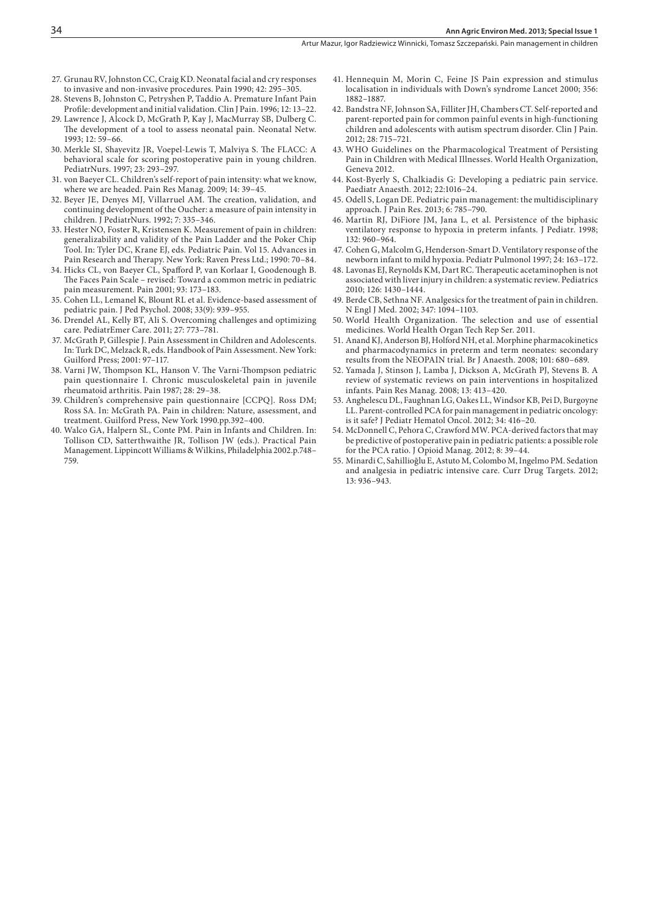27. Grunau RV, Johnston CC, Craig KD. Neonatal facial and cry responses to invasive and non-invasive procedures. Pain 1990; 42: 295–305.
28. Stevens B, Johnston C, Petryshen P, Taddio A. Premature Infant Pain Profile: development and initial validation. Clin J Pain. 1996; 12: 13–22.
29. Lawrence J, Alcock D, McGrath P, Kay J, MacMurray SB, Dulberg C. The development of a tool to assess neonatal pain. Neonatal Netw. 1993; 12: 59–66.
30. Merkle SI, Shayevitz JR, Voepel-Lewis T, Malviya S. The FLACC: A behavioral scale for scoring postoperative pain in young children. PediatrNurs. 1997; 23: 293–297.
31. von Baeyer CL. Children's self-report of pain intensity: what we know, where we are headed. Pain Res Manag. 2009; 14: 39–45.
32. Beyer JE, Denyes MJ, Villarruel AM. The creation, validation, and continuing development of the Oucher: a measure of pain intensity in children. J PediatrNurs. 1992; 7: 335–346.
33. Hester NO, Foster R, Kristensen K. Measurement of pain in children: generalizability and validity of the Pain Ladder and the Poker Chip Tool. In: Tyler DC, Krane EJ, eds. Pediatric Pain. Vol 15. Advances in Pain Research and Therapy. New York: Raven Press Ltd.; 1990: 70–84.
34. Hicks CL, von Baeyer CL, Spafford P, van Korlaar I, Goodenough B. The Faces Pain Scale – revised: Toward a common metric in pediatric pain measurement. Pain 2001; 93: 173–183.
35. Cohen LL, Lemanel K, Blount RL et al. Evidence-based assessment of pediatric pain. J Ped Psychol. 2008; 33(9): 939–955.
36. Drendel AL, Kelly BT, Ali S. Overcoming challenges and optimizing care. PediatrEmer Care. 2011; 27: 773–781.
37. McGrath P, Gillespie J. Pain Assessment in Children and Adolescents. In: Turk DC, Melzack R, eds. Handbook of Pain Assessment. New York: Guilford Press; 2001: 97–117.
38. Varni JW, Thompson KL, Hanson V. The Varni-Thompson pediatric pain questionnaire I. Chronic musculoskeletal pain in juvenile rheumatoid arthritis. Pain 1987; 28: 29–38.
39. Children's comprehensive pain questionnaire [CCPQ]. Ross DM; Ross SA. In: McGrath PA. Pain in children: Nature, assessment, and treatment. Guilford Press, New York 1990.pp.392–400.
40. Walco GA, Halpern SL, Conte PM. Pain in Infants and Children. In: Tollison CD, Satterthwaithe JR, Tollison JW (eds.). Practical Pain Management. Lippincott Williams & Wilkins, Philadelphia 2002.p.748–759.
41. Hennequin M, Morin C, Feine JS Pain expression and stimulus localisation in individuals with Down's syndrome Lancet 2000; 356: 1882–1887.
42. Bandstra NF, Johnson SA, Filliter JH, Chambers CT. Self-reported and parent-reported pain for common painful events in high-functioning children and adolescents with autism spectrum disorder. Clin J Pain. 2012; 28: 715–721.
43. WHO Guidelines on the Pharmacological Treatment of Persisting Pain in Children with Medical Illnesses. World Health Organization, Geneva 2012.
44. Kost-Byerly S, Chalkiadis G: Developing a pediatric pain service. Paediatr Anaesth. 2012; 22:1016–24.
45. Odell S, Logan DE. Pediatric pain management: the multidisciplinary approach. J Pain Res. 2013; 6: 785–790.
46. Martin RJ, DiFiore JM, Jana L, et al. Persistence of the biphasic ventilatory response to hypoxia in preterm infants. J Pediatr. 1998; 132: 960–964.
47. Cohen G, Malcolm G, Henderson-Smart D. Ventilatory response of the newborn infant to mild hypoxia. Pediatr Pulmonol 1997; 24: 163–172.
48. Lavonas EJ, Reynolds KM, Dart RC. Therapeutic acetaminophen is not associated with liver injury in children: a systematic review. Pediatrics 2010; 126: 1430–1444.
49. Berde CB, Sethna NF. Analgesics for the treatment of pain in children. N Engl J Med. 2002; 347: 1094–1103.
50. World Health Organization. The selection and use of essential medicines. World Health Organ Tech Rep Ser. 2011.
51. Anand KJ, Anderson BJ, Holford NH, et al. Morphine pharmacokinetics and pharmacodynamics in preterm and term neonates: secondary results from the NEOPAIN trial. Br J Anaesth. 2008; 101: 680–689.
52. Yamada J, Stinson J, Lamba J, Dickson A, McGrath PJ, Stevens B. A review of systematic reviews on pain interventions in hospitalized infants. Pain Res Manag. 2008; 13: 413–420.
53. Anghelescu DL, Faughnan LG, Oakes LL, Windsor KB, Pei D, Burgoyne LL. Parent-controlled PCA for pain management in pediatric oncology: is it safe? J Pediatr Hematol Oncol. 2012; 34: 416–20.
54. McDonnell C, Pehora C, Crawford MW. PCA-derived factors that may be predictive of postoperative pain in pediatric patients: a possible role for the PCA ratio. J Opioid Manag. 2012; 8: 39–44.
55. Minardi C, Sahillioğlu E, Astuto M, Colombo M, Ingelmo PM. Sedation and analgesia in pediatric intensive care. Curr Drug Targets. 2012; 13: 936–943.